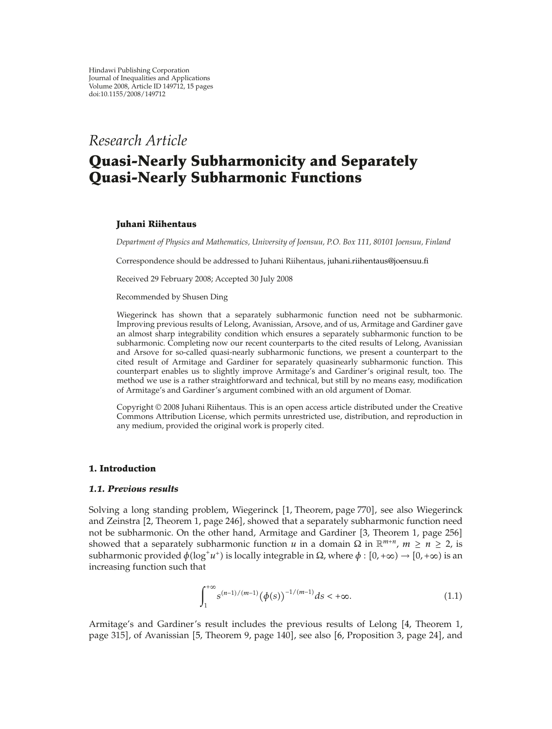Hindawi Publishing Corporation
Journal of Inequalities and Applications
Volume 2008, Article ID 149712, 15 pages
doi:10.1155/2008/149712

*Research Article*

# Quasi-Nearly Subharmonicity and Separately Quasi-Nearly Subharmonic Functions

**Juhani Riihentaus**

*Department of Physics and Mathematics, University of Joensuu, P.O. Box 111, 80101 Joensuu, Finland*

Correspondence should be addressed to Juhani Riihentaus, juhani.riihentaus@joensuu.fi

Received 29 February 2008; Accepted 30 July 2008

Recommended by Shusen Ding

Wiegerinck has shown that a separately subharmonic function need not be subharmonic. Improving previous results of Lelong, Avanissian, Arsove, and of us, Armitage and Gardiner gave an almost sharp integrability condition which ensures a separately subharmonic function to be subharmonic. Completing now our recent counterparts to the cited results of Lelong, Avanissian and Arsove for so-called quasi-nearly subharmonic functions, we present a counterpart to the cited result of Armitage and Gardiner for separately quasinearly subharmonic function. This counterpart enables us to slightly improve Armitage's and Gardiner's original result, too. The method we use is a rather straightforward and technical, but still by no means easy, modification of Armitage's and Gardiner's argument combined with an old argument of Domar.

Copyright © 2008 Juhani Riihentaus. This is an open access article distributed under the Creative Commons Attribution License, which permits unrestricted use, distribution, and reproduction in any medium, provided the original work is properly cited.

## 1. Introduction

### *1.1. Previous results*

Solving a long standing problem, Wiegerinck [1, Theorem, page 770], see also Wiegerinck and Zeinstra [2, Theorem 1, page 246], showed that a separately subharmonic function need not be subharmonic. On the other hand, Armitage and Gardiner [3, Theorem 1, page 256] showed that a separately subharmonic function $u$ in a domain $\Omega$ in $\mathbb{R}^{m+n}$, $m \geq n \geq 2$, is subharmonic provided $\phi(\log^+ u^+)$ is locally integrable in $\Omega$, where $\phi : [0, +\infty) \to [0, +\infty)$ is an increasing function such that

$$\int_1^{+\infty} s^{(n-1)/(m-1)} \big(\phi(s)\big)^{-1/(m-1)} ds < +\infty. \tag{1.1}$$

Armitage's and Gardiner's result includes the previous results of Lelong [4, Theorem 1, page 315], of Avanissian [5, Theorem 9, page 140], see also [6, Proposition 3, page 24], and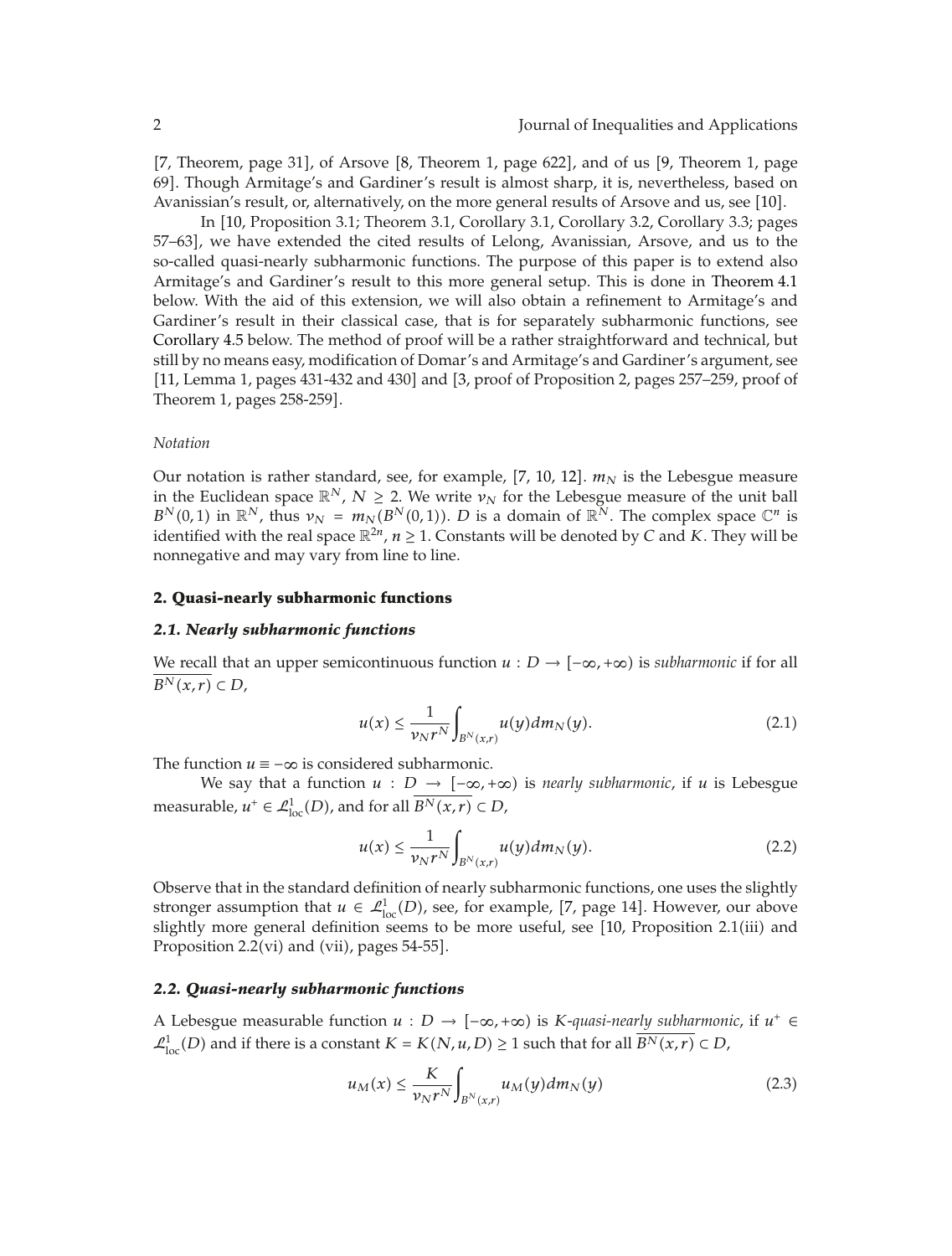[7, Theorem, page 31], of Arsove [8, Theorem 1, page 622], and of us [9, Theorem 1, page 69]. Though Armitage's and Gardiner's result is almost sharp, it is, nevertheless, based on Avanissian's result, or, alternatively, on the more general results of Arsove and us, see [10].

In [10, Proposition 3.1; Theorem 3.1, Corollary 3.1, Corollary 3.2, Corollary 3.3; pages 57–63], we have extended the cited results of Lelong, Avanissian, Arsove, and us to the so-called quasi-nearly subharmonic functions. The purpose of this paper is to extend also Armitage's and Gardiner's result to this more general setup. This is done in Theorem 4.1 below. With the aid of this extension, we will also obtain a refinement to Armitage's and Gardiner's result in their classical case, that is for separately subharmonic functions, see Corollary 4.5 below. The method of proof will be a rather straightforward and technical, but still by no means easy, modification of Domar's and Armitage's and Gardiner's argument, see [11, Lemma 1, pages 431-432 and 430] and [3, proof of Proposition 2, pages 257–259, proof of Theorem 1, pages 258-259].

*Notation*

Our notation is rather standard, see, for example, [7, 10, 12]. $m_N$ is the Lebesgue measure in the Euclidean space $\mathbb{R}^N$, $N \geq 2$. We write $\nu_N$ for the Lebesgue measure of the unit ball $B^N(0,1)$ in $\mathbb{R}^N$, thus $\nu_N = m_N(B^N(0,1))$. $D$ is a domain of $\mathbb{R}^N$. The complex space $\mathbb{C}^n$ is identified with the real space $\mathbb{R}^{2n}$, $n \geq 1$. Constants will be denoted by $C$ and $K$. They will be nonnegative and may vary from line to line.

## 2. Quasi-nearly subharmonic functions

### 2.1. Nearly subharmonic functions

We recall that an upper semicontinuous function $u : D \to [-\infty, +\infty)$ is *subharmonic* if for all $\overline{B^N(x,r)} \subset D$,

$$u(x) \leq \frac{1}{\nu_N r^N} \int_{B^N(x,r)} u(y) dm_N(y). \tag{2.1}$$

The function $u \equiv -\infty$ is considered subharmonic.

We say that a function $u : D \to [-\infty, +\infty)$ is *nearly subharmonic*, if $u$ is Lebesgue measurable, $u^+ \in \mathcal{L}^1_{\text{loc}}(D)$, and for all $\overline{B^N(x,r)} \subset D$,

$$u(x) \leq \frac{1}{\nu_N r^N} \int_{B^N(x,r)} u(y) dm_N(y). \tag{2.2}$$

Observe that in the standard definition of nearly subharmonic functions, one uses the slightly stronger assumption that $u \in \mathcal{L}^1_{\text{loc}}(D)$, see, for example, [7, page 14]. However, our above slightly more general definition seems to be more useful, see [10, Proposition 2.1(iii) and Proposition 2.2(vi) and (vii), pages 54-55].

### 2.2. Quasi-nearly subharmonic functions

A Lebesgue measurable function $u : D \to [-\infty, +\infty)$ is *K-quasi-nearly subharmonic*, if $u^+ \in \mathcal{L}^1_{\text{loc}}(D)$ and if there is a constant $K = K(N, u, D) \geq 1$ such that for all $\overline{B^N(x,r)} \subset D$,

$$u_M(x) \leq \frac{K}{\nu_N r^N} \int_{B^N(x,r)} u_M(y) dm_N(y) \tag{2.3}$$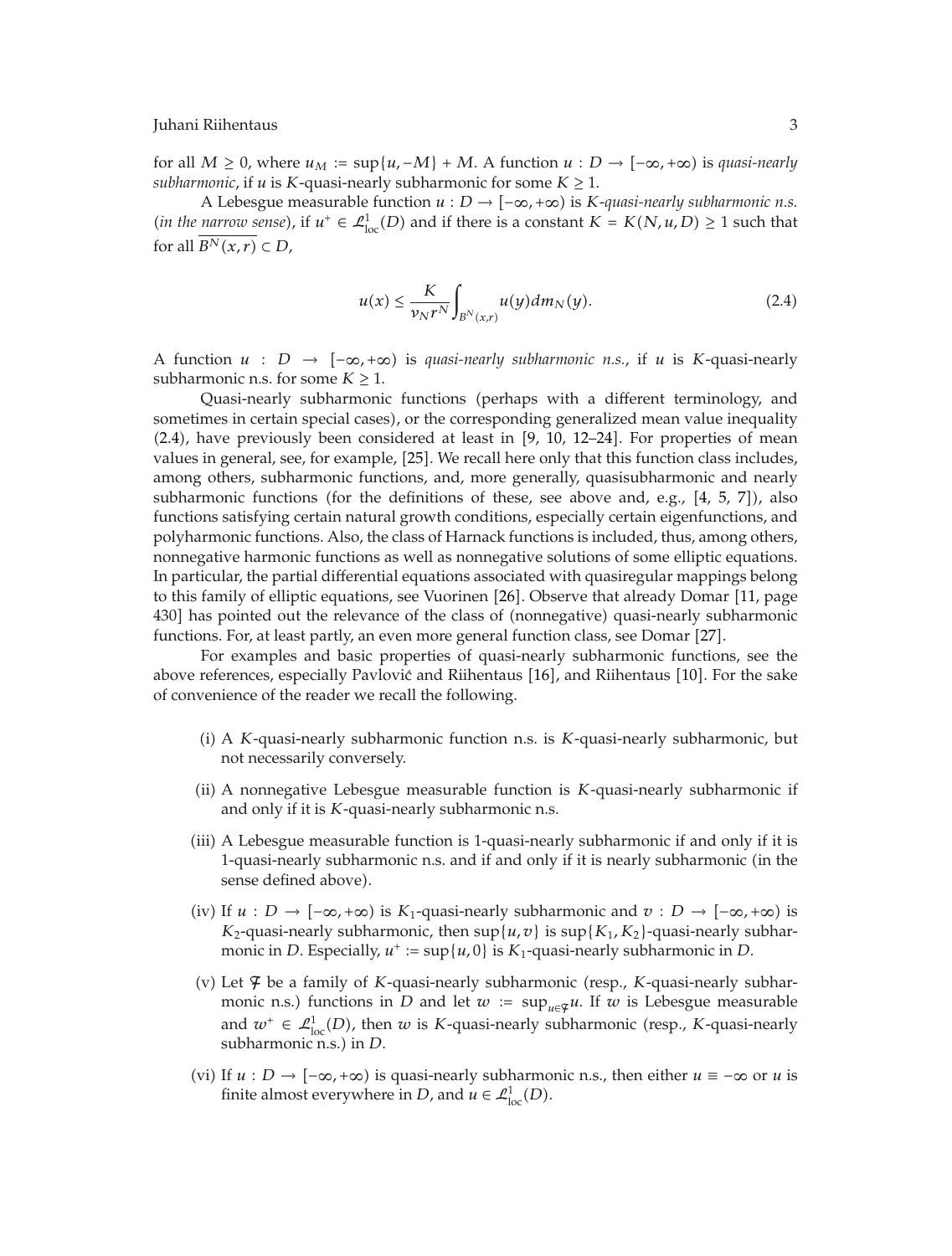for all $M \geq 0$, where $u_M := \sup\{u, -M\} + M$. A function $u : D \to [-\infty, +\infty)$ is *quasi-nearly subharmonic*, if $u$ is $K$-quasi-nearly subharmonic for some $K \geq 1$.

A Lebesgue measurable function $u : D \to [-\infty, +\infty)$ is *$K$-quasi-nearly subharmonic n.s.* (*in the narrow sense*), if $u^+ \in \mathcal{L}^1_{\text{loc}}(D)$ and if there is a constant $K = K(N, u, D) \geq 1$ such that for all $\overline{B^N(x,r)} \subset D$,

$$u(x) \leq \frac{K}{\nu_N r^N} \int_{B^N(x,r)} u(y) dm_N(y). \tag{2.4}$$

A function $u : D \to [-\infty, +\infty)$ is *quasi-nearly subharmonic n.s.*, if $u$ is $K$-quasi-nearly subharmonic n.s. for some $K \geq 1$.

Quasi-nearly subharmonic functions (perhaps with a different terminology, and sometimes in certain special cases), or the corresponding generalized mean value inequality (2.4), have previously been considered at least in [9, 10, 12–24]. For properties of mean values in general, see, for example, [25]. We recall here only that this function class includes, among others, subharmonic functions, and, more generally, quasisubharmonic and nearly subharmonic functions (for the definitions of these, see above and, e.g., [4, 5, 7]), also functions satisfying certain natural growth conditions, especially certain eigenfunctions, and polyharmonic functions. Also, the class of Harnack functions is included, thus, among others, nonnegative harmonic functions as well as nonnegative solutions of some elliptic equations. In particular, the partial differential equations associated with quasiregular mappings belong to this family of elliptic equations, see Vuorinen [26]. Observe that already Domar [11, page 430] has pointed out the relevance of the class of (nonnegative) quasi-nearly subharmonic functions. For, at least partly, an even more general function class, see Domar [27].

For examples and basic properties of quasi-nearly subharmonic functions, see the above references, especially Pavlović and Riihentaus [16], and Riihentaus [10]. For the sake of convenience of the reader we recall the following.

(i) A $K$-quasi-nearly subharmonic function n.s. is $K$-quasi-nearly subharmonic, but not necessarily conversely.

(ii) A nonnegative Lebesgue measurable function is $K$-quasi-nearly subharmonic if and only if it is $K$-quasi-nearly subharmonic n.s.

(iii) A Lebesgue measurable function is 1-quasi-nearly subharmonic if and only if it is 1-quasi-nearly subharmonic n.s. and if and only if it is nearly subharmonic (in the sense defined above).

(iv) If $u : D \to [-\infty, +\infty)$ is $K_1$-quasi-nearly subharmonic and $v : D \to [-\infty, +\infty)$ is $K_2$-quasi-nearly subharmonic, then $\sup\{u, v\}$ is $\sup\{K_1, K_2\}$-quasi-nearly subharmonic in $D$. Especially, $u^+ := \sup\{u, 0\}$ is $K_1$-quasi-nearly subharmonic in $D$.

(v) Let $\mathcal{F}$ be a family of $K$-quasi-nearly subharmonic (resp., $K$-quasi-nearly subharmonic n.s.) functions in $D$ and let $w := \sup_{u \in \mathcal{F}} u$. If $w$ is Lebesgue measurable and $w^+ \in \mathcal{L}^1_{\text{loc}}(D)$, then $w$ is $K$-quasi-nearly subharmonic (resp., $K$-quasi-nearly subharmonic n.s.) in $D$.

(vi) If $u : D \to [-\infty, +\infty)$ is quasi-nearly subharmonic n.s., then either $u \equiv -\infty$ or $u$ is finite almost everywhere in $D$, and $u \in \mathcal{L}^1_{\text{loc}}(D)$.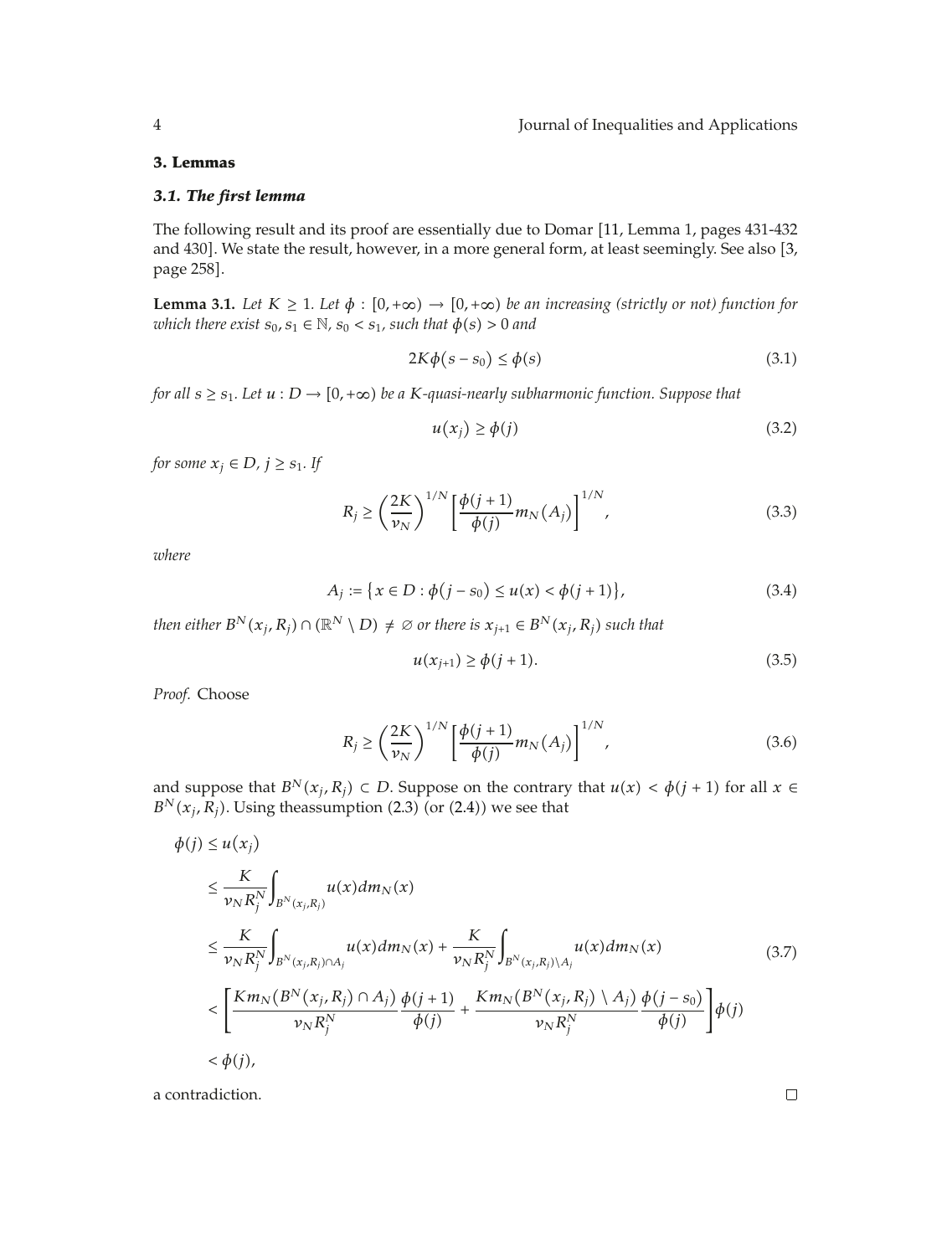## 3. Lemmas

### *3.1. The first lemma*

The following result and its proof are essentially due to Domar [11, Lemma 1, pages 431-432 and 430]. We state the result, however, in a more general form, at least seemingly. See also [3, page 258].

**Lemma 3.1.** *Let $K \geq 1$. Let $\phi : [0, +\infty) \to [0, +\infty)$ be an increasing (strictly or not) function for which there exist $s_0, s_1 \in \mathbb{N}$, $s_0 < s_1$, such that $\phi(s) > 0$ and*

$$2K\phi(s - s_0) \leq \phi(s) \tag{3.1}$$

*for all $s \geq s_1$. Let $u : D \to [0, +\infty)$ be a $K$-quasi-nearly subharmonic function. Suppose that*

$$u(x_j) \geq \phi(j) \tag{3.2}$$

*for some $x_j \in D$, $j \geq s_1$. If*

$$R_j \geq \left(\frac{2K}{\nu_N}\right)^{1/N} \left[\frac{\phi(j+1)}{\phi(j)} m_N(A_j)\right]^{1/N}, \tag{3.3}$$

*where*

$$A_j := \{x \in D : \phi(j - s_0) \leq u(x) < \phi(j+1)\}, \tag{3.4}$$

*then either $B^N(x_j, R_j) \cap (\mathbb{R}^N \setminus D) \neq \varnothing$ or there is $x_{j+1} \in B^N(x_j, R_j)$ such that*

$$u(x_{j+1}) \geq \phi(j+1). \tag{3.5}$$

*Proof.* Choose

$$R_j \geq \left(\frac{2K}{\nu_N}\right)^{1/N} \left[\frac{\phi(j+1)}{\phi(j)} m_N(A_j)\right]^{1/N}, \tag{3.6}$$

and suppose that $B^N(x_j, R_j) \subset D$. Suppose on the contrary that $u(x) < \phi(j+1)$ for all $x \in B^N(x_j, R_j)$. Using theassumption (2.3) (or (2.4)) we see that

$$\begin{aligned}
\phi(j) &\leq u(x_j) \\
&\leq \frac{K}{\nu_N R_j^N} \int_{B^N(x_j, R_j)} u(x)\, dm_N(x) \\
&\leq \frac{K}{\nu_N R_j^N} \int_{B^N(x_j, R_j) \cap A_j} u(x)\, dm_N(x) + \frac{K}{\nu_N R_j^N} \int_{B^N(x_j, R_j) \setminus A_j} u(x)\, dm_N(x) \\
&< \left[\frac{K m_N(B^N(x_j, R_j) \cap A_j)}{\nu_N R_j^N} \frac{\phi(j+1)}{\phi(j)} + \frac{K m_N(B^N(x_j, R_j) \setminus A_j)}{\nu_N R_j^N} \frac{\phi(j - s_0)}{\phi(j)}\right] \phi(j) \\
&< \phi(j),
\end{aligned} \tag{3.7}$$

a contradiction. □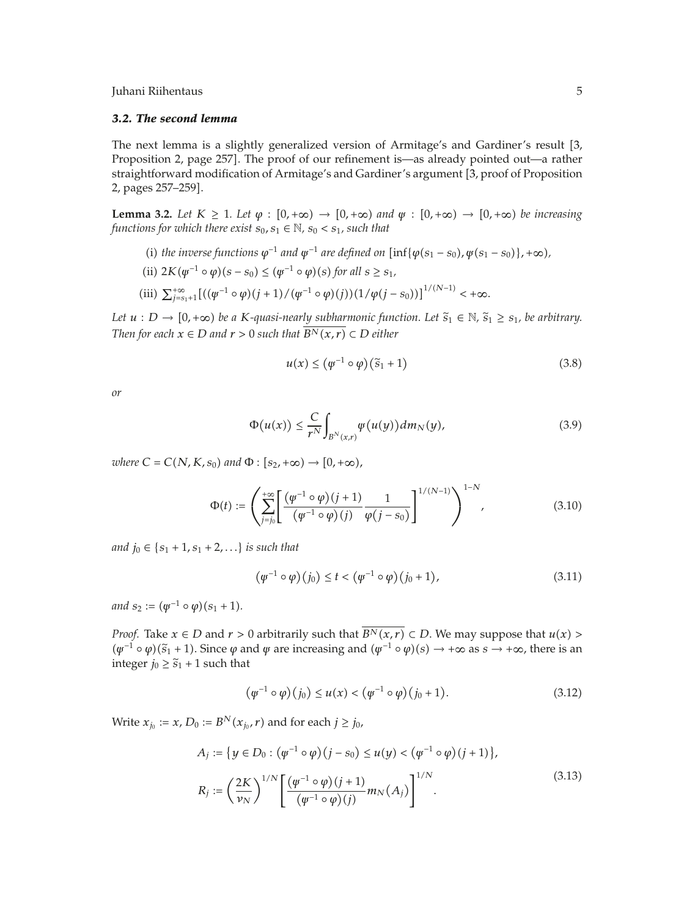### *3.2. The second lemma*

The next lemma is a slightly generalized version of Armitage's and Gardiner's result [3, Proposition 2, page 257]. The proof of our refinement is—as already pointed out—a rather straightforward modification of Armitage's and Gardiner's argument [3, proof of Proposition 2, pages 257–259].

**Lemma 3.2.** *Let $K \geq 1$. Let $\varphi : [0, +\infty) \to [0, +\infty)$ and $\psi : [0, +\infty) \to [0, +\infty)$ be increasing functions for which there exist $s_0, s_1 \in \mathbb{N}$, $s_0 < s_1$, such that*

(i) *the inverse functions $\varphi^{-1}$ and $\psi^{-1}$ are defined on $[\inf\{\varphi(s_1 - s_0), \psi(s_1 - s_0)\}, +\infty)$,*

(ii) $2K(\psi^{-1} \circ \varphi)(s - s_0) \leq (\psi^{-1} \circ \varphi)(s)$ *for all $s \geq s_1$,*

(iii) $\sum_{j=s_1+1}^{+\infty} [((\psi^{-1} \circ \varphi)(j+1)/(\psi^{-1} \circ \varphi)(j))(1/\varphi(j - s_0))]^{1/(N-1)} < +\infty$.

*Let $u : D \to [0, +\infty)$ be a $K$-quasi-nearly subharmonic function. Let $\tilde{s}_1 \in \mathbb{N}$, $\tilde{s}_1 \geq s_1$, be arbitrary. Then for each $x \in D$ and $r > 0$ such that $\overline{B^N(x, r)} \subset D$ either*

$$u(x) \leq (\psi^{-1} \circ \varphi)(\tilde{s}_1 + 1) \tag{3.8}$$

*or*

$$\Phi(u(x)) \leq \frac{C}{r^N} \int_{B^N(x,r)} \psi(u(y))\, dm_N(y), \tag{3.9}$$

*where $C = C(N, K, s_0)$ and $\Phi : [s_2, +\infty) \to [0, +\infty)$,*

$$\Phi(t) := \left( \sum_{j=j_0}^{+\infty} \left[ \frac{(\psi^{-1} \circ \varphi)(j+1)}{(\psi^{-1} \circ \varphi)(j)} \frac{1}{\varphi(j - s_0)} \right]^{1/(N-1)} \right)^{1-N}, \tag{3.10}$$

*and $j_0 \in \{s_1 + 1, s_1 + 2, \ldots\}$ is such that*

$$(\psi^{-1} \circ \varphi)(j_0) \leq t < (\psi^{-1} \circ \varphi)(j_0 + 1), \tag{3.11}$$

*and $s_2 := (\psi^{-1} \circ \varphi)(s_1 + 1)$.*

*Proof.* Take $x \in D$ and $r > 0$ arbitrarily such that $\overline{B^N(x, r)} \subset D$. We may suppose that $u(x) > (\psi^{-1} \circ \varphi)(\tilde{s}_1 + 1)$. Since $\varphi$ and $\psi$ are increasing and $(\psi^{-1} \circ \varphi)(s) \to +\infty$ as $s \to +\infty$, there is an integer $j_0 \geq \tilde{s}_1 + 1$ such that

$$(\psi^{-1} \circ \varphi)(j_0) \leq u(x) < (\psi^{-1} \circ \varphi)(j_0 + 1). \tag{3.12}$$

Write $x_{j_0} := x$, $D_0 := B^N(x_{j_0}, r)$ and for each $j \geq j_0$,

$$\begin{aligned} A_j &:= \{ y \in D_0 : (\psi^{-1} \circ \varphi)(j - s_0) \leq u(y) < (\psi^{-1} \circ \varphi)(j+1) \}, \\ R_j &:= \left( \frac{2K}{\nu_N} \right)^{1/N} \left[ \frac{(\psi^{-1} \circ \varphi)(j+1)}{(\psi^{-1} \circ \varphi)(j)} m_N(A_j) \right]^{1/N}. \end{aligned} \tag{3.13}$$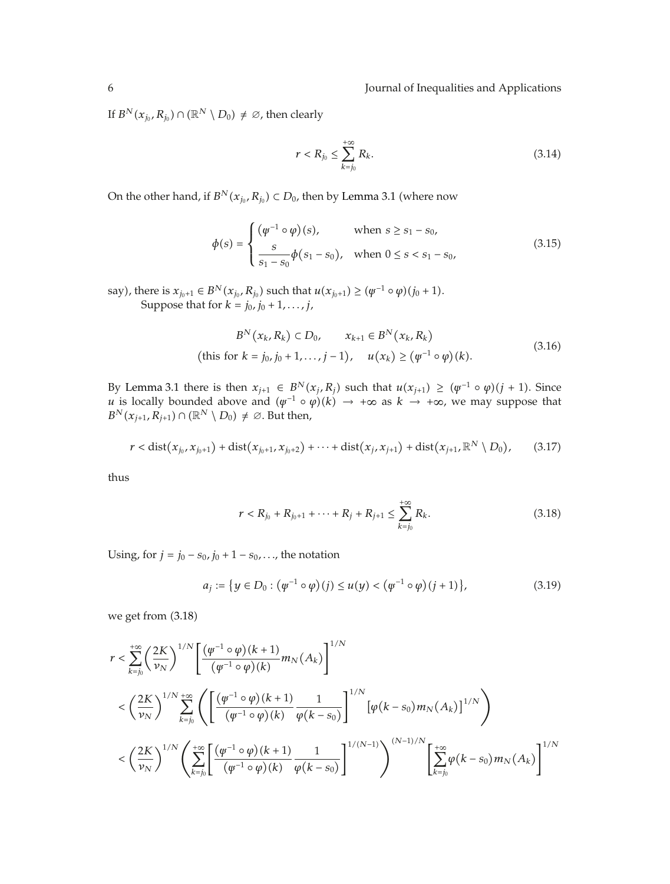If $B^N(x_{j_0}, R_{j_0}) \cap (\mathbb{R}^N \setminus D_0) \neq \emptyset$, then clearly

$$r < R_{j_0} \leq \sum_{k=j_0}^{+\infty} R_k. \tag{3.14}$$

On the other hand, if $B^N(x_{j_0}, R_{j_0}) \subset D_0$, then by Lemma 3.1 (where now

$$\phi(s) = \begin{cases} (\psi^{-1} \circ \varphi)(s), & \text{when } s \geq s_1 - s_0, \\ \dfrac{s}{s_1 - s_0}\phi(s_1 - s_0), & \text{when } 0 \leq s < s_1 - s_0, \end{cases} \tag{3.15}$$

say), there is $x_{j_0+1} \in B^N(x_{j_0}, R_{j_0})$ such that $u(x_{j_0+1}) \geq (\psi^{-1} \circ \varphi)(j_0 + 1)$.

Suppose that for $k = j_0, j_0 + 1, \ldots, j$,

$$\begin{gathered} B^N(x_k, R_k) \subset D_0, \qquad x_{k+1} \in B^N(x_k, R_k) \\ (\text{this for } k = j_0, j_0 + 1, \ldots, j-1), \quad u(x_k) \geq (\psi^{-1} \circ \varphi)(k). \end{gathered} \tag{3.16}$$

By Lemma 3.1 there is then $x_{j+1} \in B^N(x_j, R_j)$ such that $u(x_{j+1}) \geq (\psi^{-1} \circ \varphi)(j+1)$. Since $u$ is locally bounded above and $(\psi^{-1} \circ \varphi)(k) \to +\infty$ as $k \to +\infty$, we may suppose that $B^N(x_{j+1}, R_{j+1}) \cap (\mathbb{R}^N \setminus D_0) \neq \emptyset$. But then,

$$r < \operatorname{dist}(x_{j_0}, x_{j_0+1}) + \operatorname{dist}(x_{j_0+1}, x_{j_0+2}) + \cdots + \operatorname{dist}(x_j, x_{j+1}) + \operatorname{dist}(x_{j+1}, \mathbb{R}^N \setminus D_0), \tag{3.17}$$

thus

$$r < R_{j_0} + R_{j_0+1} + \cdots + R_j + R_{j+1} \leq \sum_{k=j_0}^{+\infty} R_k. \tag{3.18}$$

Using, for $j = j_0 - s_0, j_0 + 1 - s_0, \ldots$, the notation

$$a_j := \{ y \in D_0 : (\psi^{-1} \circ \varphi)(j) \leq u(y) < (\psi^{-1} \circ \varphi)(j+1) \}, \tag{3.19}$$

we get from (3.18)

$$\begin{aligned} r &< \sum_{k=j_0}^{+\infty} \left( \frac{2K}{\nu_N} \right)^{1/N} \left[ \frac{(\psi^{-1} \circ \varphi)(k+1)}{(\psi^{-1} \circ \varphi)(k)} m_N(A_k) \right]^{1/N} \\ &< \left( \frac{2K}{\nu_N} \right)^{1/N} \sum_{k=j_0}^{+\infty} \left( \left[ \frac{(\psi^{-1} \circ \varphi)(k+1)}{(\psi^{-1} \circ \varphi)(k)} \frac{1}{\varphi(k - s_0)} \right]^{1/N} \left[ \varphi(k - s_0) m_N(A_k) \right]^{1/N} \right) \\ &< \left( \frac{2K}{\nu_N} \right)^{1/N} \left( \sum_{k=j_0}^{+\infty} \left[ \frac{(\psi^{-1} \circ \varphi)(k+1)}{(\psi^{-1} \circ \varphi)(k)} \frac{1}{\varphi(k - s_0)} \right]^{1/(N-1)} \right)^{(N-1)/N} \left[ \sum_{k=j_0}^{+\infty} \varphi(k - s_0) m_N(A_k) \right]^{1/N} \end{aligned}$$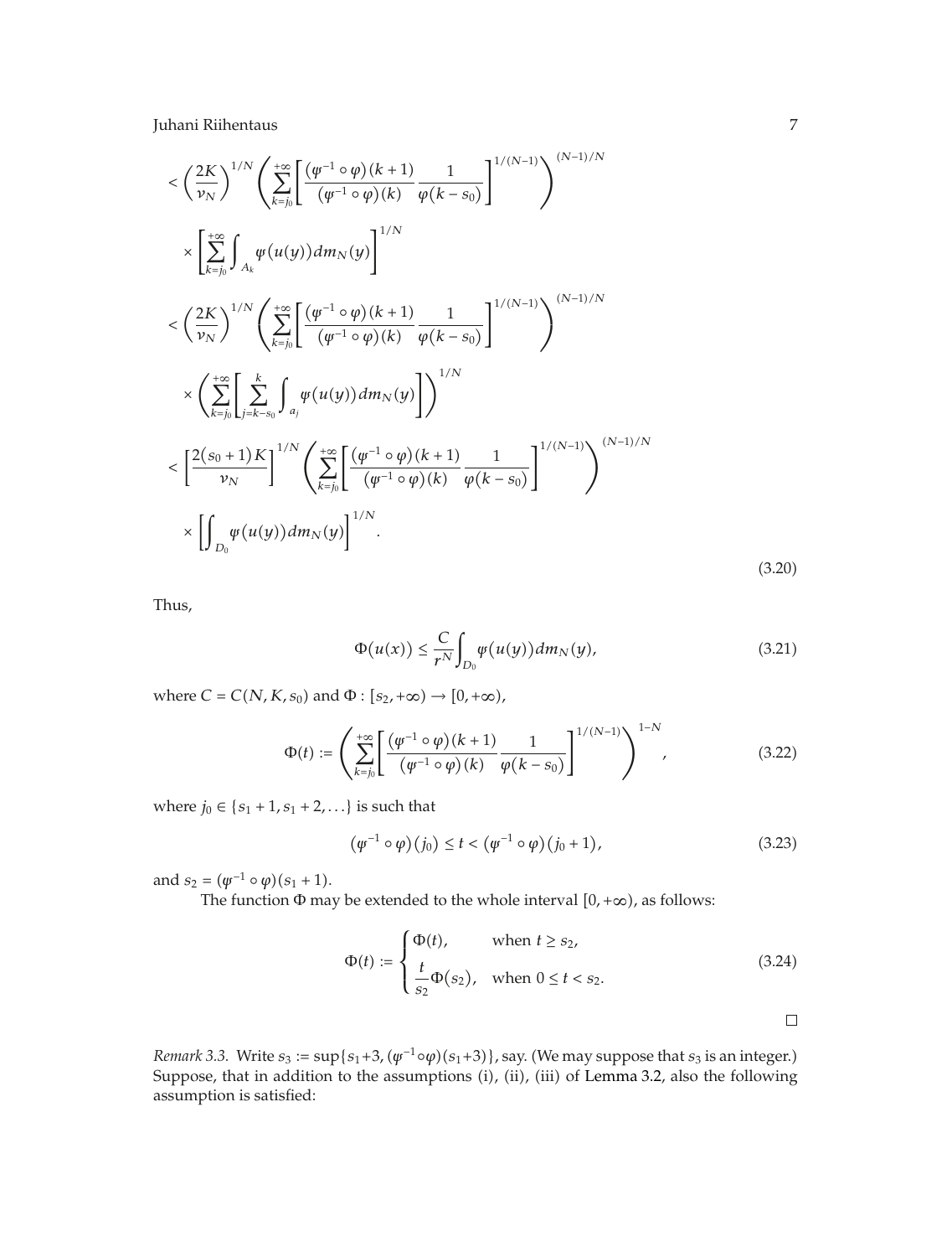$$
\begin{aligned}
&< \left(\frac{2K}{\nu_N}\right)^{1/N} \left( \sum_{k=j_0}^{+\infty} \left[ \frac{(\psi^{-1}\circ\varphi)(k+1)}{(\psi^{-1}\circ\varphi)(k)} \frac{1}{\varphi(k-s_0)} \right]^{1/(N-1)} \right)^{(N-1)/N} \\
&\quad \times \left[ \sum_{k=j_0}^{+\infty} \int_{A_k} \psi(u(y))\, dm_N(y) \right]^{1/N} \\
&< \left(\frac{2K}{\nu_N}\right)^{1/N} \left( \sum_{k=j_0}^{+\infty} \left[ \frac{(\psi^{-1}\circ\varphi)(k+1)}{(\psi^{-1}\circ\varphi)(k)} \frac{1}{\varphi(k-s_0)} \right]^{1/(N-1)} \right)^{(N-1)/N} \\
&\quad \times \left( \sum_{k=j_0}^{+\infty} \left[ \sum_{j=k-s_0}^{k} \int_{a_j} \psi(u(y))\, dm_N(y) \right] \right)^{1/N} \\
&< \left[\frac{2(s_0+1)K}{\nu_N}\right]^{1/N} \left( \sum_{k=j_0}^{+\infty} \left[ \frac{(\psi^{-1}\circ\varphi)(k+1)}{(\psi^{-1}\circ\varphi)(k)} \frac{1}{\varphi(k-s_0)} \right]^{1/(N-1)} \right)^{(N-1)/N} \\
&\quad \times \left[ \int_{D_0} \psi(u(y))\, dm_N(y) \right]^{1/N}.
\end{aligned}
\tag{3.20}
$$

Thus,

$$
\Phi(u(x)) \le \frac{C}{r^N} \int_{D_0} \psi(u(y))\, dm_N(y), \tag{3.21}
$$

where $C = C(N, K, s_0)$ and $\Phi : [s_2, +\infty) \to [0, +\infty)$,

$$
\Phi(t) := \left( \sum_{k=j_0}^{+\infty} \left[ \frac{(\psi^{-1}\circ\varphi)(k+1)}{(\psi^{-1}\circ\varphi)(k)} \frac{1}{\varphi(k-s_0)} \right]^{1/(N-1)} \right)^{1-N}, \tag{3.22}
$$

where $j_0 \in \{s_1+1, s_1+2, \ldots\}$ is such that

$$
(\psi^{-1}\circ\varphi)(j_0) \le t < (\psi^{-1}\circ\varphi)(j_0+1), \tag{3.23}
$$

and $s_2 = (\psi^{-1}\circ\varphi)(s_1+1)$.

The function $\Phi$ may be extended to the whole interval $[0, +\infty)$, as follows:

$$
\Phi(t) := \begin{cases} \Phi(t), & \text{when } t \ge s_2, \\ \dfrac{t}{s_2}\Phi(s_2), & \text{when } 0 \le t < s_2. \end{cases} \tag{3.24}
$$

□

*Remark 3.3.* Write $s_3 := \sup\{s_1+3, (\psi^{-1}\circ\varphi)(s_1+3)\}$, say. (We may suppose that $s_3$ is an integer.) Suppose, that in addition to the assumptions (i), (ii), (iii) of Lemma 3.2, also the following assumption is satisfied: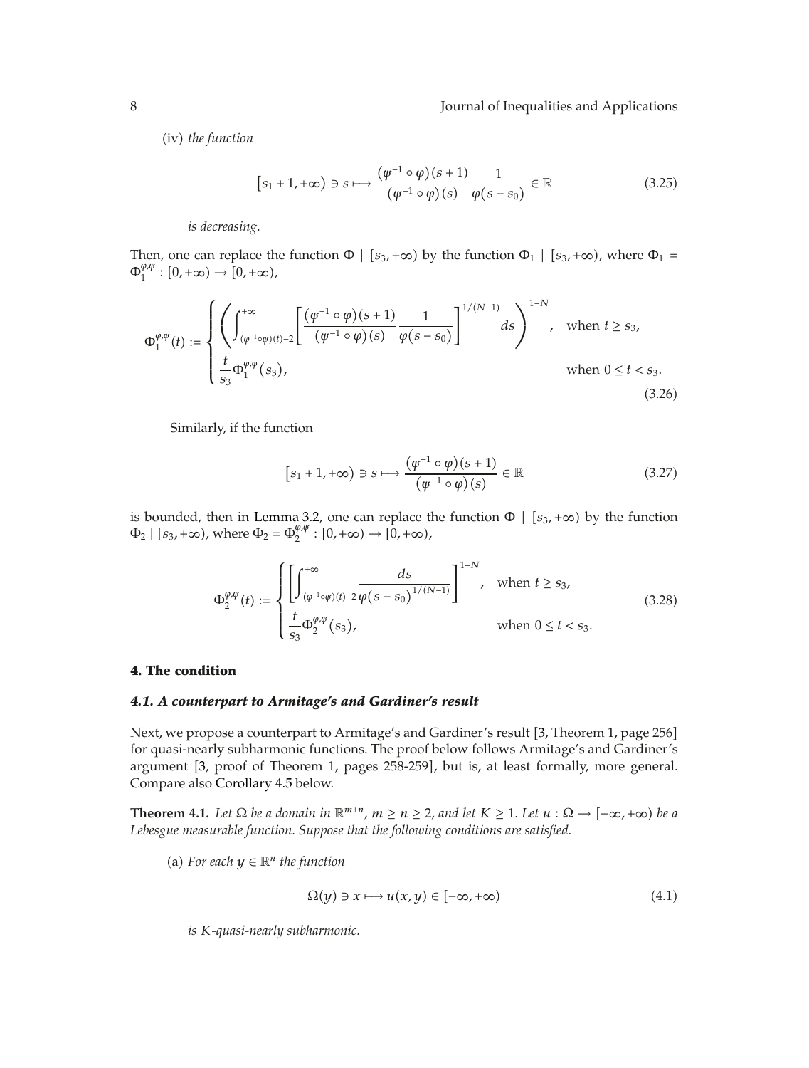(iv) *the function*

$$[s_1+1,+\infty) \ni s \longmapsto \frac{(\psi^{-1}\circ\varphi)(s+1)}{(\psi^{-1}\circ\varphi)(s)}\frac{1}{\varphi(s-s_0)} \in \mathbb{R} \tag{3.25}$$

*is decreasing.*

Then, one can replace the function $\Phi \mid [s_3,+\infty)$ by the function $\Phi_1 \mid [s_3,+\infty)$, where $\Phi_1 = \Phi_1^{\varphi,\psi} : [0,+\infty) \to [0,+\infty)$,

$$\Phi_1^{\varphi,\psi}(t) := \begin{cases} \left( \displaystyle\int_{(\psi^{-1}\circ\psi)(t)-2}^{+\infty} \left[ \frac{(\psi^{-1}\circ\varphi)(s+1)}{(\psi^{-1}\circ\varphi)(s)} \frac{1}{\varphi(s-s_0)} \right]^{1/(N-1)} ds \right)^{1-N}, & \text{when } t \geq s_3, \\ \dfrac{t}{s_3}\Phi_1^{\varphi,\psi}(s_3), & \text{when } 0 \leq t < s_3. \end{cases} \tag{3.26}$$

Similarly, if the function

$$[s_1+1,+\infty) \ni s \longmapsto \frac{(\psi^{-1}\circ\varphi)(s+1)}{(\psi^{-1}\circ\varphi)(s)} \in \mathbb{R} \tag{3.27}$$

is bounded, then in Lemma 3.2, one can replace the function $\Phi \mid [s_3,+\infty)$ by the function $\Phi_2 \mid [s_3,+\infty)$, where $\Phi_2 = \Phi_2^{\varphi,\psi} : [0,+\infty) \to [0,+\infty)$,

$$\Phi_2^{\varphi,\psi}(t) := \begin{cases} \left[ \displaystyle\int_{(\psi^{-1}\circ\psi)(t)-2}^{+\infty} \frac{ds}{\varphi(s-s_0)^{1/(N-1)}} \right]^{1-N}, & \text{when } t \geq s_3, \\ \dfrac{t}{s_3}\Phi_2^{\varphi,\psi}(s_3), & \text{when } 0 \leq t < s_3. \end{cases} \tag{3.28}$$

## 4. The condition

### 4.1. A counterpart to Armitage's and Gardiner's result

Next, we propose a counterpart to Armitage's and Gardiner's result [3, Theorem 1, page 256] for quasi-nearly subharmonic functions. The proof below follows Armitage's and Gardiner's argument [3, proof of Theorem 1, pages 258-259], but is, at least formally, more general. Compare also Corollary 4.5 below.

**Theorem 4.1.** *Let $\Omega$ be a domain in $\mathbb{R}^{m+n}$, $m \geq n \geq 2$, and let $K \geq 1$. Let $u : \Omega \to [-\infty,+\infty)$ be a Lebesgue measurable function. Suppose that the following conditions are satisfied.*

(a) *For each $y \in \mathbb{R}^n$ the function*

$$\Omega(y) \ni x \longmapsto u(x,y) \in [-\infty,+\infty) \tag{4.1}$$

*is $K$-quasi-nearly subharmonic.*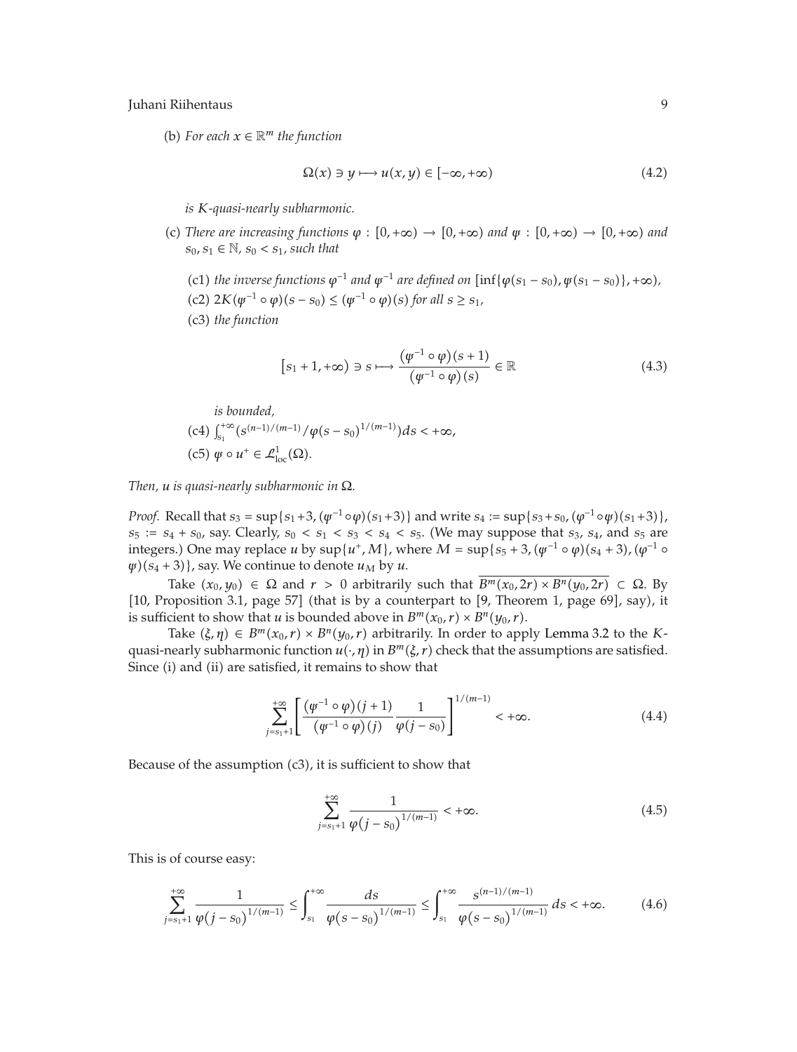(b) *For each $x \in \mathbb{R}^m$ the function*

$$\Omega(x) \ni y \longmapsto u(x,y) \in [-\infty, +\infty) \tag{4.2}$$

*is $K$-quasi-nearly subharmonic.*

(c) *There are increasing functions $\varphi : [0,+\infty) \to [0,+\infty)$ and $\psi : [0,+\infty) \to [0,+\infty)$ and $s_0, s_1 \in \mathbb{N}$, $s_0 < s_1$, such that*

(c1) *the inverse functions $\varphi^{-1}$ and $\psi^{-1}$ are defined on $[\inf\{\varphi(s_1 - s_0), \psi(s_1 - s_0)\}, +\infty)$,*

(c2) $2K(\psi^{-1} \circ \varphi)(s - s_0) \le (\psi^{-1} \circ \varphi)(s)$ *for all $s \ge s_1$,*

(c3) *the function*

$$[s_1 + 1, +\infty) \ni s \longmapsto \frac{(\psi^{-1} \circ \varphi)(s+1)}{(\psi^{-1} \circ \varphi)(s)} \in \mathbb{R} \tag{4.3}$$

*is bounded,*

(c4) $\int_{s_1}^{+\infty} (s^{(n-1)/(m-1)} / \varphi(s - s_0)^{1/(m-1)}) ds < +\infty$,

(c5) $\psi \circ u^+ \in \mathcal{L}^1_{\rm loc}(\Omega)$.

*Then, $u$ is quasi-nearly subharmonic in $\Omega$.*

*Proof.* Recall that $s_3 = \sup\{s_1 + 3, (\psi^{-1} \circ \varphi)(s_1 + 3)\}$ and write $s_4 := \sup\{s_3 + s_0, (\varphi^{-1} \circ \psi)(s_1 + 3)\}$, $s_5 := s_4 + s_0$, say. Clearly, $s_0 < s_1 < s_3 < s_4 < s_5$. (We may suppose that $s_3$, $s_4$, and $s_5$ are integers.) One may replace $u$ by $\sup\{u^+, M\}$, where $M = \sup\{s_5 + 3, (\psi^{-1} \circ \varphi)(s_4 + 3), (\varphi^{-1} \circ \psi)(s_4 + 3)\}$, say. We continue to denote $u_M$ by $u$.

Take $(x_0, y_0) \in \Omega$ and $r > 0$ arbitrarily such that $\overline{B^m(x_0, 2r) \times B^n(y_0, 2r)} \subset \Omega$. By [10, Proposition 3.1, page 57] (that is by a counterpart to [9, Theorem 1, page 69], say), it is sufficient to show that $u$ is bounded above in $B^m(x_0, r) \times B^n(y_0, r)$.

Take $(\xi, \eta) \in B^m(x_0, r) \times B^n(y_0, r)$ arbitrarily. In order to apply Lemma 3.2 to the $K$-quasi-nearly subharmonic function $u(\cdot, \eta)$ in $B^m(\xi, r)$ check that the assumptions are satisfied. Since (i) and (ii) are satisfied, it remains to show that

$$\sum_{j=s_1+1}^{+\infty} \left[ \frac{(\psi^{-1} \circ \varphi)(j+1)}{(\psi^{-1} \circ \varphi)(j)} \frac{1}{\varphi(j - s_0)} \right]^{1/(m-1)} < +\infty. \tag{4.4}$$

Because of the assumption (c3), it is sufficient to show that

$$\sum_{j=s_1+1}^{+\infty} \frac{1}{\varphi(j - s_0)^{1/(m-1)}} < +\infty. \tag{4.5}$$

This is of course easy:

$$\sum_{j=s_1+1}^{+\infty} \frac{1}{\varphi(j - s_0)^{1/(m-1)}} \le \int_{s_1}^{+\infty} \frac{ds}{\varphi(s - s_0)^{1/(m-1)}} \le \int_{s_1}^{+\infty} \frac{s^{(n-1)/(m-1)}}{\varphi(s - s_0)^{1/(m-1)}} ds < +\infty. \tag{4.6}$$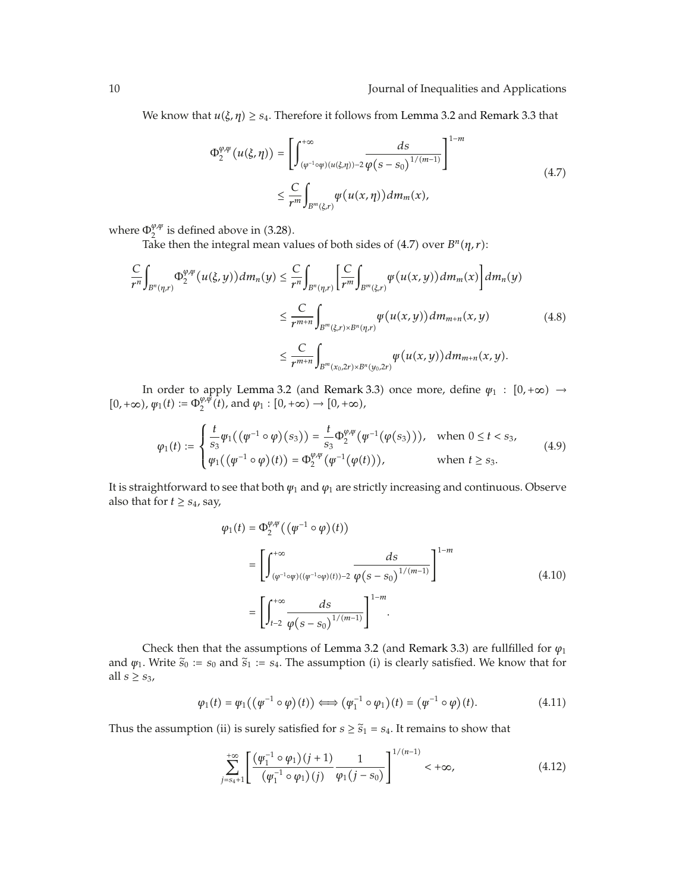We know that $u(\xi, \eta) \geq s_4$. Therefore it follows from Lemma 3.2 and Remark 3.3 that

$$\Phi_2^{\varphi,\psi}(u(\xi,\eta)) = \left[\int_{(\varphi^{-1}\circ\psi)(u(\xi,\eta))-2}^{+\infty} \frac{ds}{\varphi(s-s_0)^{1/(m-1)}}\right]^{1-m} \leq \frac{C}{r^m}\int_{B^m(\xi,r)} \psi(u(x,\eta))\, dm_m(x), \tag{4.7}$$

where $\Phi_2^{\varphi,\psi}$ is defined above in (3.28).

Take then the integral mean values of both sides of (4.7) over $B^n(\eta, r)$:

$$\begin{aligned}
\frac{C}{r^n}\int_{B^n(\eta,r)} \Phi_2^{\varphi,\psi}(u(\xi,y))\, dm_n(y) &\leq \frac{C}{r^n}\int_{B^n(\eta,r)} \left[\frac{C}{r^m}\int_{B^m(\xi,r)} \psi(u(x,y))\, dm_m(x)\right] dm_n(y) \\
&\leq \frac{C}{r^{m+n}}\int_{B^m(\xi,r)\times B^n(\eta,r)} \psi(u(x,y))\, dm_{m+n}(x,y) \\
&\leq \frac{C}{r^{m+n}}\int_{B^m(x_0,2r)\times B^n(y_0,2r)} \psi(u(x,y))\, dm_{m+n}(x,y).
\end{aligned} \tag{4.8}$$

In order to apply Lemma 3.2 (and Remark 3.3) once more, define $\psi_1 : [0,+\infty) \to [0,+\infty)$, $\psi_1(t) := \Phi_2^{\varphi,\psi}(t)$, and $\varphi_1 : [0,+\infty) \to [0,+\infty)$,

$$\varphi_1(t) := \begin{cases} \dfrac{t}{s_3}\psi_1((\psi^{-1}\circ\varphi)(s_3)) = \dfrac{t}{s_3}\Phi_2^{\varphi,\psi}(\psi^{-1}(\varphi(s_3))), & \text{when } 0 \leq t < s_3, \\ \psi_1((\psi^{-1}\circ\varphi)(t)) = \Phi_2^{\varphi,\psi}(\psi^{-1}(\varphi(t))), & \text{when } t \geq s_3. \end{cases} \tag{4.9}$$

It is straightforward to see that both $\psi_1$ and $\varphi_1$ are strictly increasing and continuous. Observe also that for $t \geq s_4$, say,

$$\begin{aligned}
\varphi_1(t) &= \Phi_2^{\varphi,\psi}((\psi^{-1}\circ\varphi)(t)) \\
&= \left[\int_{(\varphi^{-1}\circ\psi)((\psi^{-1}\circ\varphi)(t))-2}^{+\infty} \frac{ds}{\varphi(s-s_0)^{1/(m-1)}}\right]^{1-m} \\
&= \left[\int_{t-2}^{+\infty} \frac{ds}{\varphi(s-s_0)^{1/(m-1)}}\right]^{1-m}.
\end{aligned} \tag{4.10}$$

Check then that the assumptions of Lemma 3.2 (and Remark 3.3) are fullfilled for $\varphi_1$ and $\psi_1$. Write $\tilde{s}_0 := s_0$ and $\tilde{s}_1 := s_4$. The assumption (i) is clearly satisfied. We know that for all $s \geq s_3$,

$$\varphi_1(t) = \psi_1((\psi^{-1}\circ\varphi)(t)) \Longleftrightarrow (\psi_1^{-1}\circ\varphi_1)(t) = (\psi^{-1}\circ\varphi)(t). \tag{4.11}$$

Thus the assumption (ii) is surely satisfied for $s \geq \tilde{s}_1 = s_4$. It remains to show that

$$\sum_{j=s_4+1}^{+\infty} \left[\frac{(\psi_1^{-1}\circ\varphi_1)(j+1)}{(\psi_1^{-1}\circ\varphi_1)(j)}\frac{1}{\varphi_1(j-s_0)}\right]^{1/(n-1)} < +\infty, \tag{4.12}$$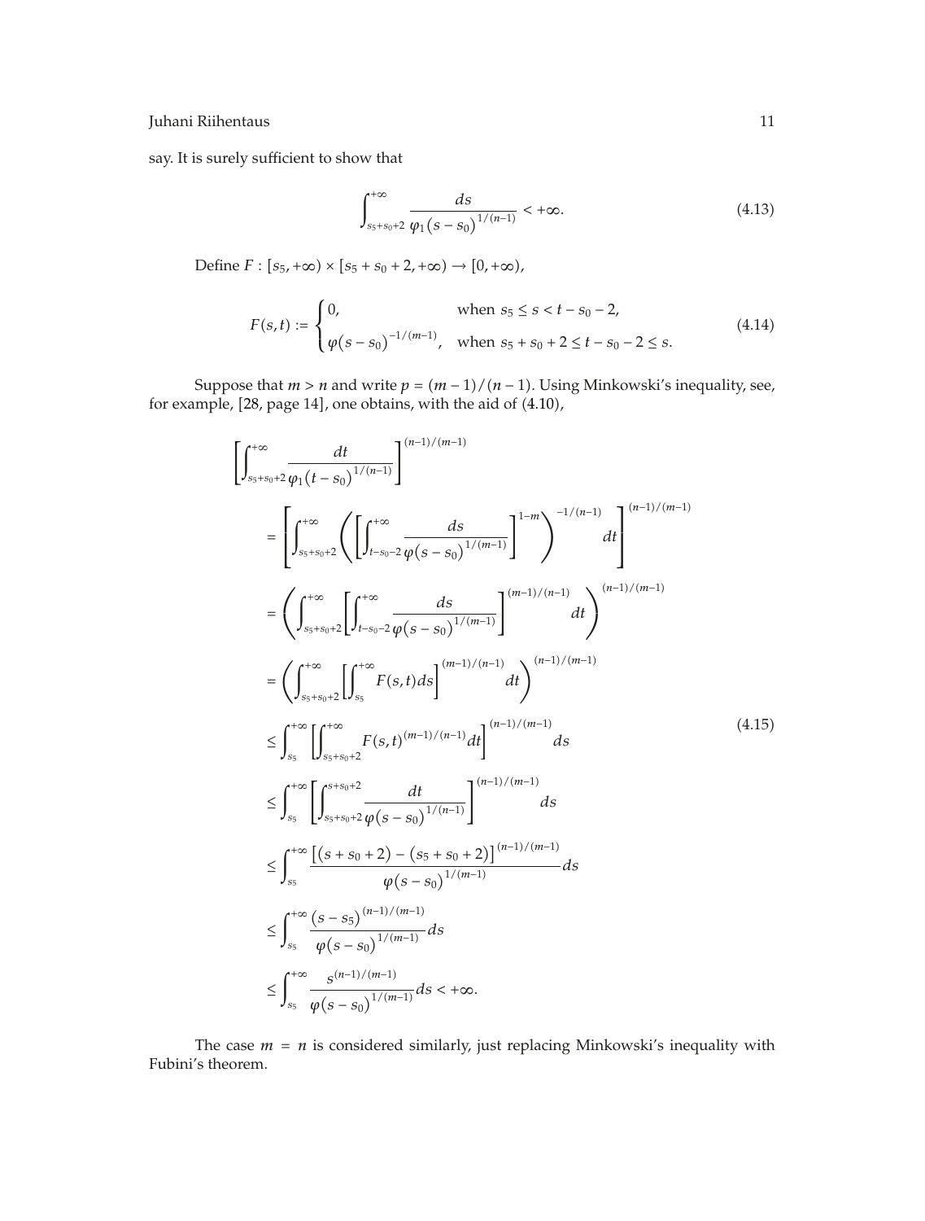say. It is surely sufficient to show that

$$\int_{s_5+s_0+2}^{+\infty} \frac{ds}{\varphi_1(s-s_0)^{1/(n-1)}} < +\infty. \tag{4.13}$$

Define $F : [s_5, +\infty) \times [s_5 + s_0 + 2, +\infty) \to [0, +\infty)$,

$$F(s,t) := \begin{cases} 0, & \text{when } s_5 \leq s < t - s_0 - 2, \\ \varphi(s-s_0)^{-1/(m-1)}, & \text{when } s_5 + s_0 + 2 \leq t - s_0 - 2 \leq s. \end{cases} \tag{4.14}$$

Suppose that $m > n$ and write $p = (m-1)/(n-1)$. Using Minkowski's inequality, see, for example, [28, page 14], one obtains, with the aid of (4.10),

$$\begin{aligned}
\left[\int_{s_5+s_0+2}^{+\infty} \frac{dt}{\varphi_1(t-s_0)^{1/(n-1)}}\right]^{(n-1)/(m-1)}
&= \left[\int_{s_5+s_0+2}^{+\infty} \left(\left[\int_{t-s_0-2}^{+\infty} \frac{ds}{\varphi(s-s_0)^{1/(m-1)}}\right]^{1-m}\right)^{-1/(n-1)} dt\right]^{(n-1)/(m-1)} \\
&= \left(\int_{s_5+s_0+2}^{+\infty} \left[\int_{t-s_0-2}^{+\infty} \frac{ds}{\varphi(s-s_0)^{1/(m-1)}}\right]^{(m-1)/(n-1)} dt\right)^{(n-1)/(m-1)} \\
&= \left(\int_{s_5+s_0+2}^{+\infty} \left[\int_{s_5}^{+\infty} F(s,t)ds\right]^{(m-1)/(n-1)} dt\right)^{(n-1)/(m-1)} \\
&\leq \int_{s_5}^{+\infty} \left[\int_{s_5+s_0+2}^{+\infty} F(s,t)^{(m-1)/(n-1)} dt\right]^{(n-1)/(m-1)} ds \\
&\leq \int_{s_5}^{+\infty} \left[\int_{s_5+s_0+2}^{s+s_0+2} \frac{dt}{\varphi(s-s_0)^{1/(n-1)}}\right]^{(n-1)/(m-1)} ds \\
&\leq \int_{s_5}^{+\infty} \frac{\left[(s+s_0+2) - (s_5+s_0+2)\right]^{(n-1)/(m-1)}}{\varphi(s-s_0)^{1/(m-1)}} ds \\
&\leq \int_{s_5}^{+\infty} \frac{(s-s_5)^{(n-1)/(m-1)}}{\varphi(s-s_0)^{1/(m-1)}} ds \\
&\leq \int_{s_5}^{+\infty} \frac{s^{(n-1)/(m-1)}}{\varphi(s-s_0)^{1/(m-1)}} ds < +\infty.
\end{aligned} \tag{4.15}$$

The case $m = n$ is considered similarly, just replacing Minkowski's inequality with Fubini's theorem.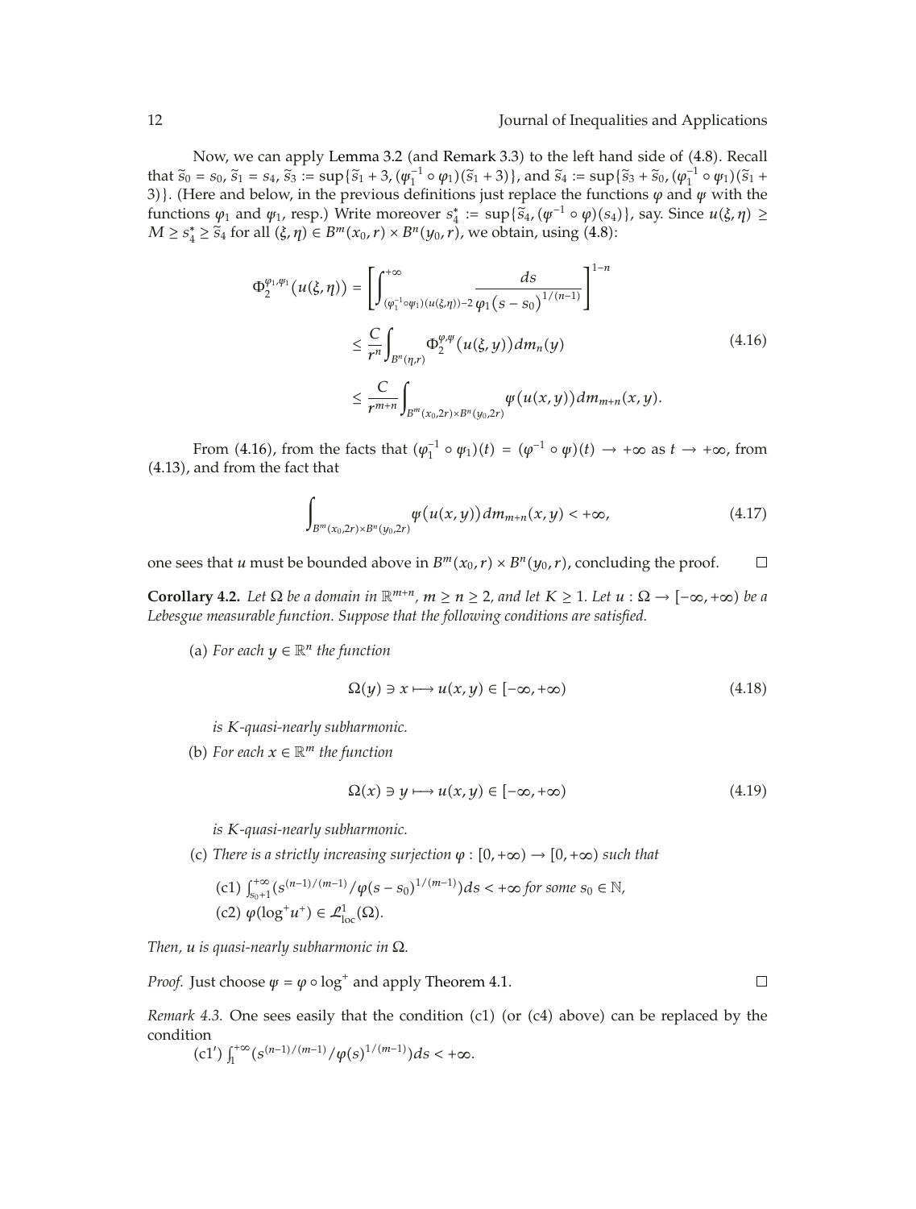Now, we can apply Lemma 3.2 (and Remark 3.3) to the left hand side of (4.8). Recall that $\tilde{s}_0 = s_0$, $\tilde{s}_1 = s_4$, $\tilde{s}_3 := \sup\{\tilde{s}_1 + 3, (\psi_1^{-1} \circ \varphi_1)(\tilde{s}_1 + 3)\}$, and $\tilde{s}_4 := \sup\{\tilde{s}_3 + \tilde{s}_0, (\varphi_1^{-1} \circ \psi_1)(\tilde{s}_1 + 3)\}$. (Here and below, in the previous definitions just replace the functions $\varphi$ and $\psi$ with the functions $\varphi_1$ and $\psi_1$, resp.) Write moreover $s_4^* := \sup\{\tilde{s}_4, (\psi^{-1} \circ \varphi)(s_4)\}$, say. Since $u(\xi, \eta) \geq M \geq s_4^* \geq \tilde{s}_4$ for all $(\xi, \eta) \in B^m(x_0, r) \times B^n(y_0, r)$, we obtain, using (4.8):

$$\begin{aligned}
\Phi_2^{\varphi_1, \psi_1}(u(\xi, \eta)) &= \left[\int_{(\varphi_1^{-1} \circ \psi_1)(u(\xi,\eta))-2}^{+\infty} \frac{ds}{\varphi_1(s - s_0)^{1/(n-1)}}\right]^{1-n} \\
&\leq \frac{C}{r^n} \int_{B^n(\eta, r)} \Phi_2^{\varphi, \psi}(u(\xi, y))\, dm_n(y) \\
&\leq \frac{C}{r^{m+n}} \int_{B^m(x_0, 2r) \times B^n(y_0, 2r)} \psi(u(x, y))\, dm_{m+n}(x, y).
\end{aligned} \tag{4.16}$$

From (4.16), from the facts that $(\varphi_1^{-1} \circ \psi_1)(t) = (\varphi^{-1} \circ \psi)(t) \to +\infty$ as $t \to +\infty$, from (4.13), and from the fact that

$$\int_{B^m(x_0, 2r) \times B^n(y_0, 2r)} \psi(u(x, y))\, dm_{m+n}(x, y) < +\infty, \tag{4.17}$$

one sees that $u$ must be bounded above in $B^m(x_0, r) \times B^n(y_0, r)$, concluding the proof. $\square$

**Corollary 4.2.** *Let $\Omega$ be a domain in $\mathbb{R}^{m+n}$, $m \geq n \geq 2$, and let $K \geq 1$. Let $u : \Omega \to [-\infty, +\infty)$ be a Lebesgue measurable function. Suppose that the following conditions are satisfied.*

(a) *For each $y \in \mathbb{R}^n$ the function*

$$\Omega(y) \ni x \longmapsto u(x, y) \in [-\infty, +\infty) \tag{4.18}$$

*is $K$-quasi-nearly subharmonic.*

(b) *For each $x \in \mathbb{R}^m$ the function*

$$\Omega(x) \ni y \longmapsto u(x, y) \in [-\infty, +\infty) \tag{4.19}$$

*is $K$-quasi-nearly subharmonic.*

(c) *There is a strictly increasing surjection $\varphi : [0, +\infty) \to [0, +\infty)$ such that*

(c1) $\int_{s_0+1}^{+\infty} (s^{(n-1)/(m-1)} / \varphi(s - s_0)^{1/(m-1)}) ds < +\infty$ *for some $s_0 \in \mathbb{N}$,*

(c2) $\varphi(\log^+ u^+) \in \mathcal{L}^1_{\mathrm{loc}}(\Omega)$.

*Then, $u$ is quasi-nearly subharmonic in $\Omega$.*

*Proof.* Just choose $\psi = \varphi \circ \log^+$ and apply Theorem 4.1. $\square$

*Remark 4.3.* One sees easily that the condition (c1) (or (c4) above) can be replaced by the condition

(c1′) $\int_1^{+\infty} (s^{(n-1)/(m-1)} / \varphi(s)^{1/(m-1)}) ds < +\infty$.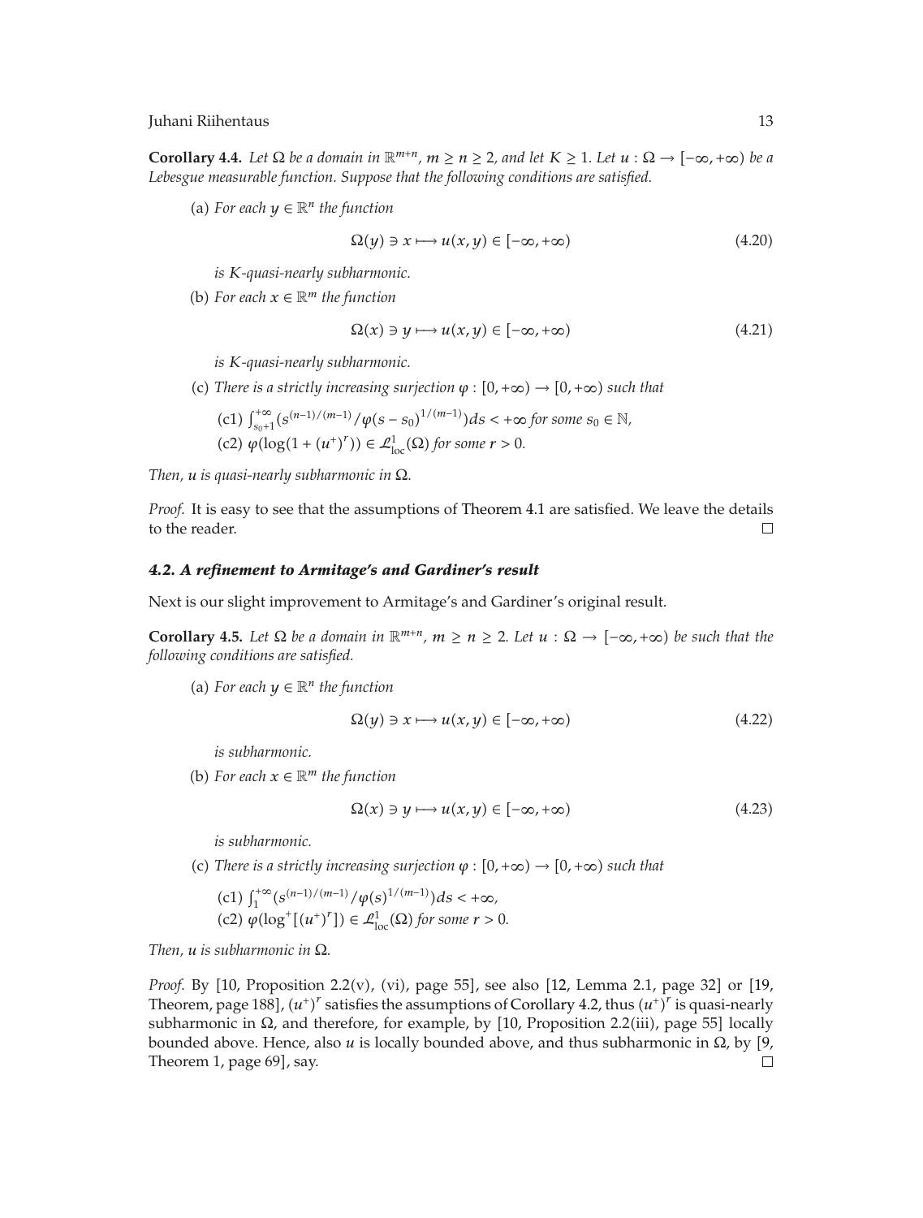**Corollary 4.4.** *Let $\Omega$ be a domain in $\mathbb{R}^{m+n}$, $m \geq n \geq 2$, and let $K \geq 1$. Let $u : \Omega \to [-\infty, +\infty)$ be a Lebesgue measurable function. Suppose that the following conditions are satisfied.*

(a) *For each $y \in \mathbb{R}^n$ the function*

$$\Omega(y) \ni x \longmapsto u(x, y) \in [-\infty, +\infty) \tag{4.20}$$

*is $K$-quasi-nearly subharmonic.*

(b) *For each $x \in \mathbb{R}^m$ the function*

$$\Omega(x) \ni y \longmapsto u(x, y) \in [-\infty, +\infty) \tag{4.21}$$

*is $K$-quasi-nearly subharmonic.*

(c) *There is a strictly increasing surjection $\varphi : [0, +\infty) \to [0, +\infty)$ such that*

(c1) $\int_{s_0+1}^{+\infty} (s^{(n-1)/(m-1)} / \varphi(s - s_0)^{1/(m-1)}) ds < +\infty$ *for some $s_0 \in \mathbb{N}$,*

(c2) $\varphi(\log(1 + (u^+)^r)) \in \mathcal{L}^1_{\text{loc}}(\Omega)$ *for some $r > 0$.*

*Then, $u$ is quasi-nearly subharmonic in $\Omega$.*

*Proof.* It is easy to see that the assumptions of Theorem 4.1 are satisfied. We leave the details to the reader. □

#### *4.2. A refinement to Armitage's and Gardiner's result*

Next is our slight improvement to Armitage's and Gardiner's original result.

**Corollary 4.5.** *Let $\Omega$ be a domain in $\mathbb{R}^{m+n}$, $m \geq n \geq 2$. Let $u : \Omega \to [-\infty, +\infty)$ be such that the following conditions are satisfied.*

(a) *For each $y \in \mathbb{R}^n$ the function*

$$\Omega(y) \ni x \longmapsto u(x, y) \in [-\infty, +\infty) \tag{4.22}$$

*is subharmonic.*

(b) *For each $x \in \mathbb{R}^m$ the function*

$$\Omega(x) \ni y \longmapsto u(x, y) \in [-\infty, +\infty) \tag{4.23}$$

*is subharmonic.*

(c) *There is a strictly increasing surjection $\varphi : [0, +\infty) \to [0, +\infty)$ such that*

(c1) $\int_1^{+\infty} (s^{(n-1)/(m-1)} / \varphi(s)^{1/(m-1)}) ds < +\infty$,

(c2) $\varphi(\log^+[(u^+)^r]) \in \mathcal{L}^1_{\text{loc}}(\Omega)$ *for some $r > 0$.*

*Then, $u$ is subharmonic in $\Omega$.*

*Proof.* By [10, Proposition 2.2(v), (vi), page 55], see also [12, Lemma 2.1, page 32] or [19, Theorem, page 188], $(u^+)^r$ satisfies the assumptions of Corollary 4.2, thus $(u^+)^r$ is quasi-nearly subharmonic in $\Omega$, and therefore, for example, by [10, Proposition 2.2(iii), page 55] locally bounded above. Hence, also $u$ is locally bounded above, and thus subharmonic in $\Omega$, by [9, Theorem 1, page 69], say. □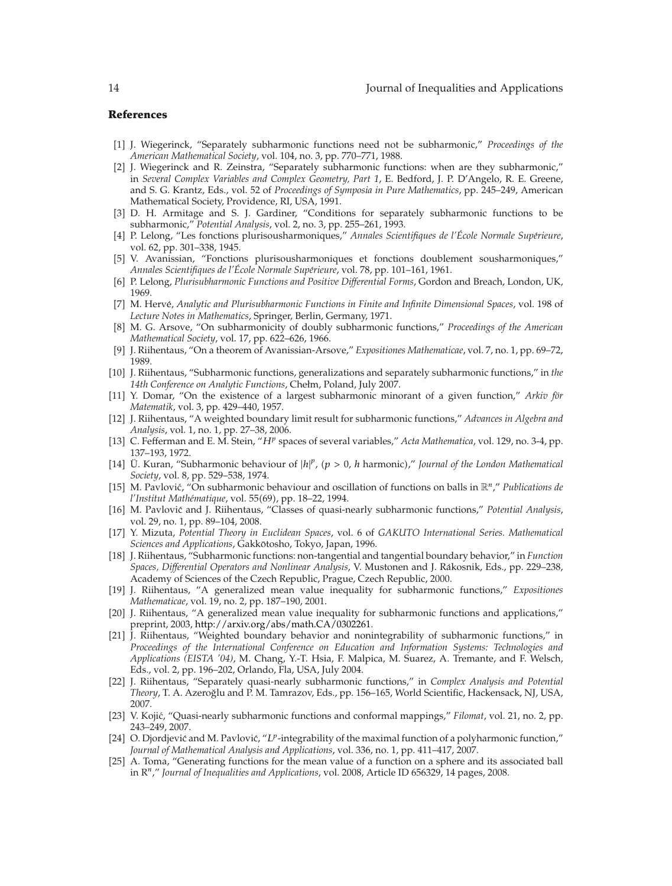## References

[1] J. Wiegerinck, “Separately subharmonic functions need not be subharmonic,” *Proceedings of the American Mathematical Society*, vol. 104, no. 3, pp. 770–771, 1988.

[2] J. Wiegerinck and R. Zeinstra, “Separately subharmonic functions: when are they subharmonic,” in *Several Complex Variables and Complex Geometry, Part 1*, E. Bedford, J. P. D'Angelo, R. E. Greene, and S. G. Krantz, Eds., vol. 52 of *Proceedings of Symposia in Pure Mathematics*, pp. 245–249, American Mathematical Society, Providence, RI, USA, 1991.

[3] D. H. Armitage and S. J. Gardiner, “Conditions for separately subharmonic functions to be subharmonic,” *Potential Analysis*, vol. 2, no. 3, pp. 255–261, 1993.

[4] P. Lelong, “Les fonctions plurisousharmoniques,” *Annales Scientifiques de l'École Normale Supérieure*, vol. 62, pp. 301–338, 1945.

[5] V. Avanissian, “Fonctions plurisousharmoniques et fonctions doublement sousharmoniques,” *Annales Scientifiques de l'École Normale Supérieure*, vol. 78, pp. 101–161, 1961.

[6] P. Lelong, *Plurisubharmonic Functions and Positive Differential Forms*, Gordon and Breach, London, UK, 1969.

[7] M. Hervé, *Analytic and Plurisubharmonic Functions in Finite and Infinite Dimensional Spaces*, vol. 198 of *Lecture Notes in Mathematics*, Springer, Berlin, Germany, 1971.

[8] M. G. Arsove, “On subharmonicity of doubly subharmonic functions,” *Proceedings of the American Mathematical Society*, vol. 17, pp. 622–626, 1966.

[9] J. Riihentaus, “On a theorem of Avanissian-Arsove,” *Expositiones Mathematicae*, vol. 7, no. 1, pp. 69–72, 1989.

[10] J. Riihentaus, “Subharmonic functions, generalizations and separately subharmonic functions,” in *the 14th Conference on Analytic Functions*, Chełm, Poland, July 2007.

[11] Y. Domar, “On the existence of a largest subharmonic minorant of a given function,” *Arkiv för Matematik*, vol. 3, pp. 429–440, 1957.

[12] J. Riihentaus, “A weighted boundary limit result for subharmonic functions,” *Advances in Algebra and Analysis*, vol. 1, no. 1, pp. 27–38, 2006.

[13] C. Fefferman and E. M. Stein, “$H^p$ spaces of several variables,” *Acta Mathematica*, vol. 129, no. 3-4, pp. 137–193, 1972.

[14] Ü. Kuran, “Subharmonic behaviour of $|h|^p$, ($p > 0$, $h$ harmonic),” *Journal of the London Mathematical Society*, vol. 8, pp. 529–538, 1974.

[15] M. Pavlović, “On subharmonic behaviour and oscillation of functions on balls in $\mathbb{R}^n$,” *Publications de l'Institut Mathématique*, vol. 55(69), pp. 18–22, 1994.

[16] M. Pavlović and J. Riihentaus, “Classes of quasi-nearly subharmonic functions,” *Potential Analysis*, vol. 29, no. 1, pp. 89–104, 2008.

[17] Y. Mizuta, *Potential Theory in Euclidean Spaces*, vol. 6 of *GAKUTO International Series. Mathematical Sciences and Applications*, Gakkōtosho, Tokyo, Japan, 1996.

[18] J. Riihentaus, “Subharmonic functions: non-tangential and tangential boundary behavior,” in *Function Spaces, Differential Operators and Nonlinear Analysis*, V. Mustonen and J. Rákosnik, Eds., pp. 229–238, Academy of Sciences of the Czech Republic, Prague, Czech Republic, 2000.

[19] J. Riihentaus, “A generalized mean value inequality for subharmonic functions,” *Expositiones Mathematicae*, vol. 19, no. 2, pp. 187–190, 2001.

[20] J. Riihentaus, “A generalized mean value inequality for subharmonic functions and applications,” preprint, 2003, http://arxiv.org/abs/math.CA/0302261.

[21] J. Riihentaus, “Weighted boundary behavior and nonintegrability of subharmonic functions,” in *Proceedings of the International Conference on Education and Information Systems: Technologies and Applications (EISTA '04)*, M. Chang, Y.-T. Hsia, F. Malpica, M. Suarez, A. Tremante, and F. Welsch, Eds., vol. 2, pp. 196–202, Orlando, Fla, USA, July 2004.

[22] J. Riihentaus, “Separately quasi-nearly subharmonic functions,” in *Complex Analysis and Potential Theory*, T. A. Azeroğlu and P. M. Tamrazov, Eds., pp. 156–165, World Scientific, Hackensack, NJ, USA, 2007.

[23] V. Kojić, “Quasi-nearly subharmonic functions and conformal mappings,” *Filomat*, vol. 21, no. 2, pp. 243–249, 2007.

[24] O. Djordjević and M. Pavlović, “$L^p$-integrability of the maximal function of a polyharmonic function,” *Journal of Mathematical Analysis and Applications*, vol. 336, no. 1, pp. 411–417, 2007.

[25] A. Toma, “Generating functions for the mean value of a function on a sphere and its associated ball in $R^n$,” *Journal of Inequalities and Applications*, vol. 2008, Article ID 656329, 14 pages, 2008.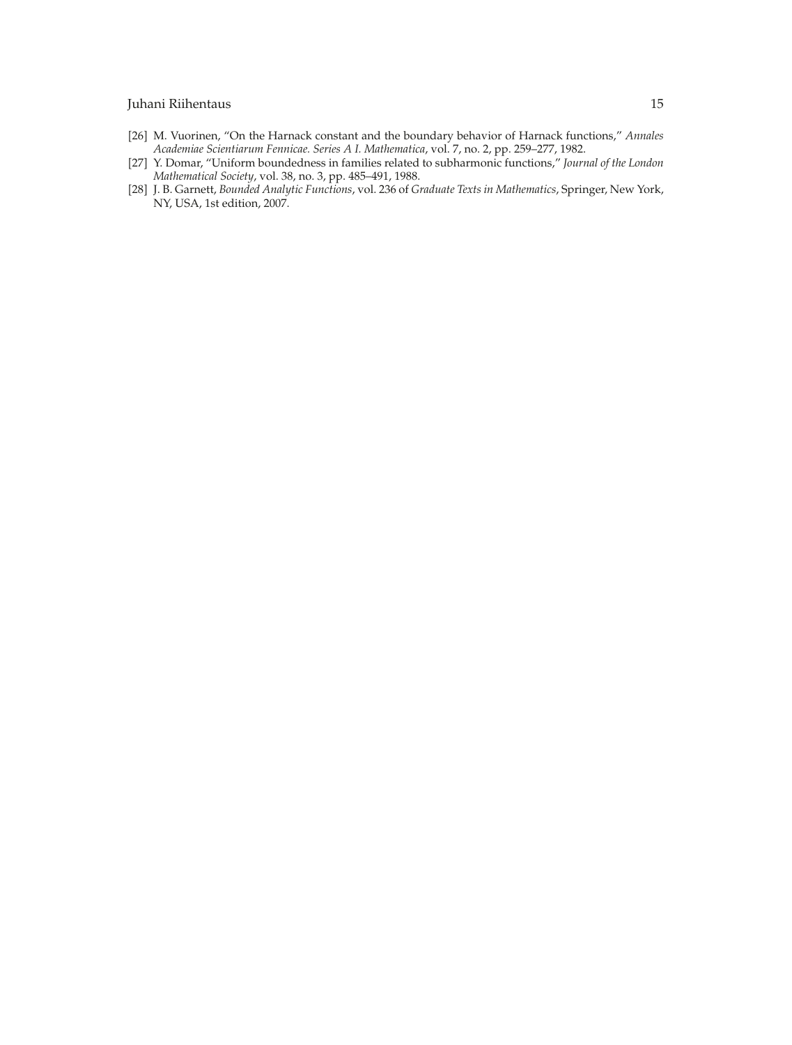[26] M. Vuorinen, “On the Harnack constant and the boundary behavior of Harnack functions,” *Annales Academiae Scientiarum Fennicae. Series A I. Mathematica*, vol. 7, no. 2, pp. 259–277, 1982.

[27] Y. Domar, “Uniform boundedness in families related to subharmonic functions,” *Journal of the London Mathematical Society*, vol. 38, no. 3, pp. 485–491, 1988.

[28] J. B. Garnett, *Bounded Analytic Functions*, vol. 236 of *Graduate Texts in Mathematics*, Springer, New York, NY, USA, 1st edition, 2007.